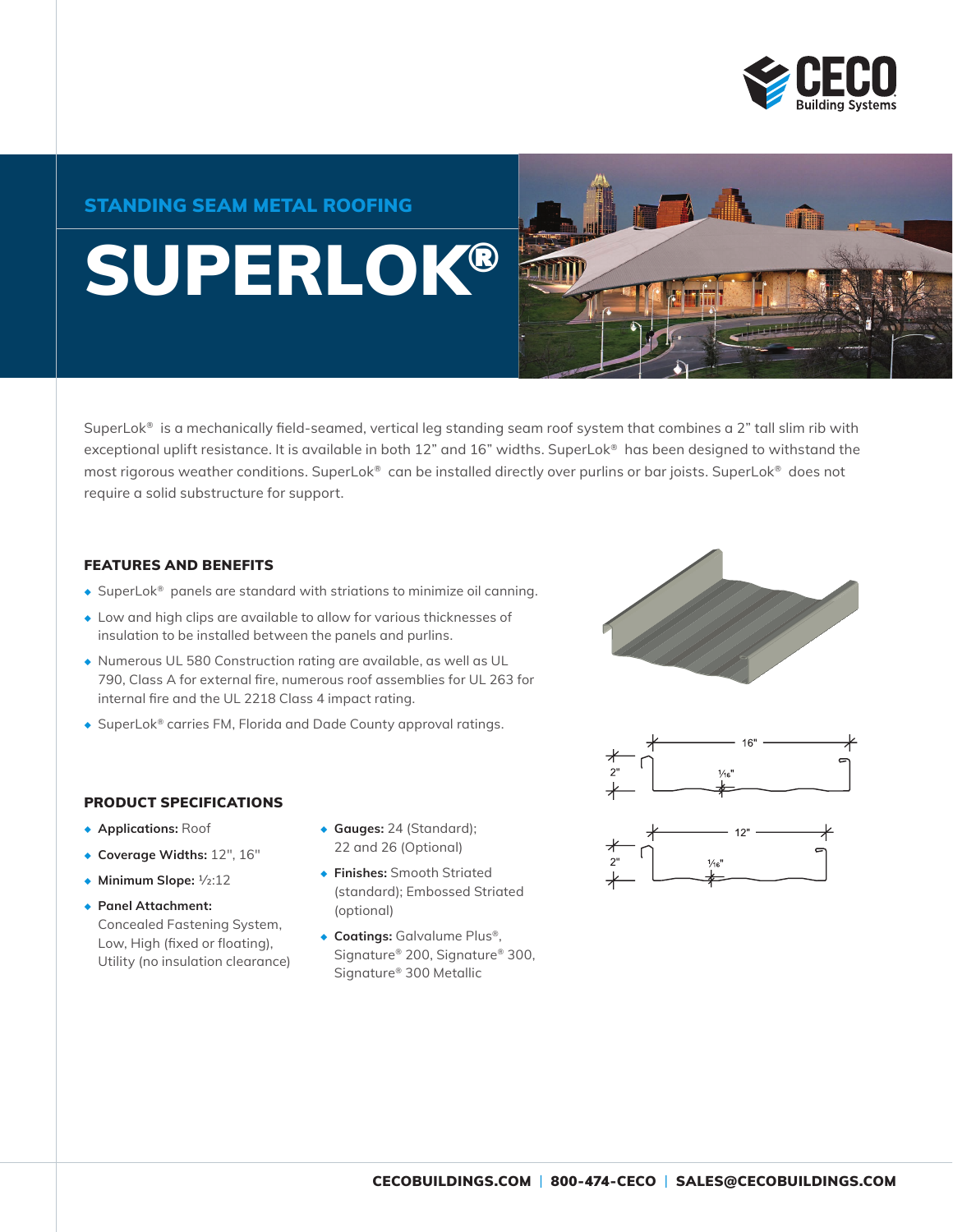STANDING SEAM METAL ROOFING

# SUPERLOK®

SuperLok® is a mechanically field-seamed, vertical leg standing seam roof system that combines a 2" tall slim rib with exceptional uplift resistance. It is available in both 12" and 16" widths. SuperLok® has been designed to withstand the most rigorous weather conditions. SuperLok® can be installed directly over purlins or bar joists. SuperLok® does not require a solid substructure for support.

## FEATURES AND BENEFITS

- SuperLok® panels are standard with striations to minimize oil canning.
- Low and high clips are available to allow for various thicknesses of insulation to be installed between the panels and purlins.
- Numerous UL 580 Construction rating are available, as well as UL 790, Class A for external fire, numerous roof assemblies for UL 263 for internal fire and the UL 2218 Class 4 impact rating.
- SuperLok® carries FM, Florida and Dade County approval ratings.

## PRODUCT SPECIFICATIONS

- **Applications:** Roof
- **Coverage Widths:** 12", 16"
- **Minimum Slope:** ½:12
- **Panel Attachment:** Concealed Fastening System, Low, High (fixed or floating), Utility (no insulation clearance)
- **Gauges:** 24 (Standard); 22 and 26 (Optional)
- **Finishes:** Smooth Striated (standard); Embossed Striated (optional)
- **Coatings:** Galvalume Plus®, Signature® 200, Signature® 300, Signature® 300 Metallic

16" 2" 1⁄16"

12" 2" 1⁄16"

CECOBUILDINGS.COM | 800-474-CECO | SALES@CECOBUILDINGS.COM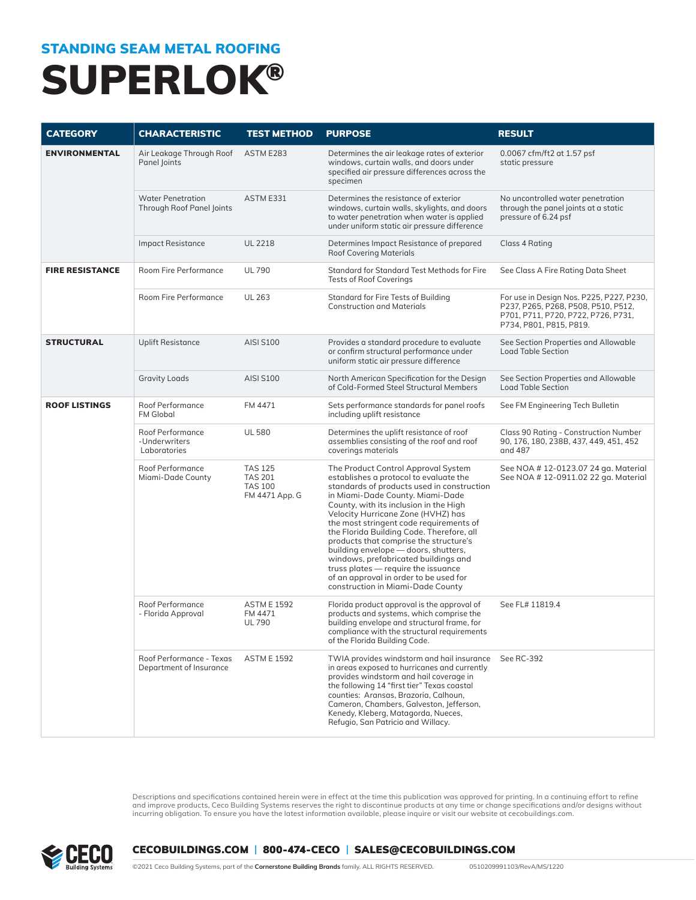## STANDING SEAM METAL ROOFING

# SUPERLOK®

| CATEGORY | CHARACTERISTIC | TEST METHOD | PURPOSE | RESULT |
|---|---|---|---|---|
| **ENVIRONMENTAL** | Air Leakage Through Roof Panel Joints | ASTM E283 | Determines the air leakage rates of exterior windows, curtain walls, and doors under specified air pressure differences across the specimen | 0.0067 cfm/ft2 at 1.57 psf static pressure |
| | Water Penetration Through Roof Panel Joints | ASTM E331 | Determines the resistance of exterior windows, curtain walls, skylights, and doors to water penetration when water is applied under uniform static air pressure difference | No uncontrolled water penetration through the panel joints at a static pressure of 6.24 psf |
| | Impact Resistance | UL 2218 | Determines Impact Resistance of prepared Roof Covering Materials | Class 4 Rating |
| **FIRE RESISTANCE** | Room Fire Performance | UL 790 | Standard for Standard Test Methods for Fire Tests of Roof Coverings | See Class A Fire Rating Data Sheet |
| | Room Fire Performance | UL 263 | Standard for Fire Tests of Building Construction and Materials | For use in Design Nos. P225, P227, P230, P237, P265, P268, P508, P510, P512, P701, P711, P720, P722, P726, P731, P734, P801, P815, P819. |
| **STRUCTURAL** | Uplift Resistance | AISI S100 | Provides a standard procedure to evaluate or confirm structural performance under uniform static air pressure difference | See Section Properties and Allowable Load Table Section |
| | Gravity Loads | AISI S100 | North American Specification for the Design of Cold-Formed Steel Structural Members | See Section Properties and Allowable Load Table Section |
| **ROOF LISTINGS** | Roof Performance FM Global | FM 4471 | Sets performance standards for panel roofs including uplift resistance | See FM Engineering Tech Bulletin |
| | Roof Performance -Underwriters Laboratories | UL 580 | Determines the uplift resistance of roof assemblies consisting of the roof and roof coverings materials | Class 90 Rating - Construction Number 90, 176, 180, 238B, 437, 449, 451, 452 and 487 |
| | Roof Performance Miami-Dade County | TAS 125<br>TAS 201<br>TAS 100<br>FM 4471 App. G | The Product Control Approval System establishes a protocol to evaluate the standards of products used in construction in Miami-Dade County. Miami-Dade County, with its inclusion in the High Velocity Hurricane Zone (HVHZ) has the most stringent code requirements of the Florida Building Code. Therefore, all products that comprise the structure's building envelope — doors, shutters, windows, prefabricated buildings and truss plates — require the issuance of an approval in order to be used for construction in Miami-Dade County | See NOA # 12-0123.07 24 ga. Material<br>See NOA # 12-0911.02 22 ga. Material |
| | Roof Performance - Florida Approval | ASTM E 1592<br>FM 4471<br>UL 790 | Florida product approval is the approval of products and systems, which comprise the building envelope and structural frame, for compliance with the structural requirements of the Florida Building Code. | See FL# 11819.4 |
| | Roof Performance - Texas Department of Insurance | ASTM E 1592 | TWIA provides windstorm and hail insurance in areas exposed to hurricanes and currently provides windstorm and hail coverage in the following 14 "first tier" Texas coastal counties: Aransas, Brazoria, Calhoun, Cameron, Chambers, Galveston, Jefferson, Kenedy, Kleberg, Matagorda, Nueces, Refugio, San Patricio and Willacy. | See RC-392 |

Descriptions and specifications contained herein were in effect at the time this publication was approved for printing. In a continuing effort to refine and improve products, Ceco Building Systems reserves the right to discontinue products at any time or change specifications and/or designs without incurring obligation. To ensure you have the latest information available, please inquire or visit our website at cecobuildings.com.

CECO Building Systems

**CECOBUILDINGS.COM | 800-474-CECO | SALES@CECOBUILDINGS.COM**

©2021 Ceco Building Systems, part of the **Cornerstone Building Brands** family. ALL RIGHTS RESERVED. 0510209991103/RevA/MS/1220